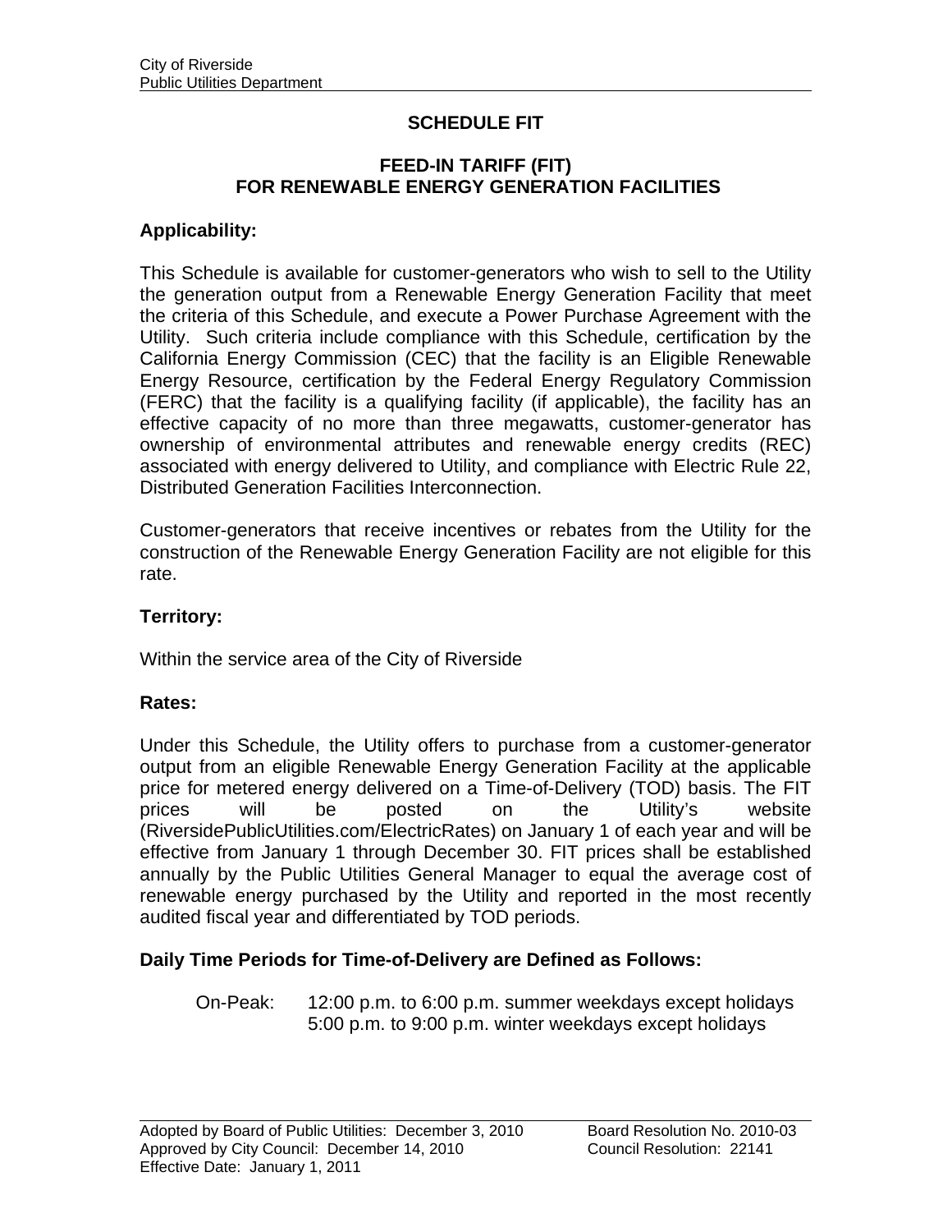# SCHEDULE FIT

## FEED-IN TARIFF (FIT) FOR RENEWABLE ENERGY GENERATION FACILITIES

### Applicability:

This Schedule is available for customer-generators who wish to sell to the Utility the generation output from a Renewable Energy Generation Facility that meet the criteria of this Schedule, and execute a Power Purchase Agreement with the Utility. Such criteria include compliance with this Schedule, certification by the California Energy Commission (CEC) that the facility is an Eligible Renewable Energy Resource, certification by the Federal Energy Regulatory Commission (FERC) that the facility is a qualifying facility (if applicable), the facility has an effective capacity of no more than three megawatts, customer-generator has ownership of environmental attributes and renewable energy credits (REC) associated with energy delivered to Utility, and compliance with Electric Rule 22, Distributed Generation Facilities Interconnection.

Customer-generators that receive incentives or rebates from the Utility for the construction of the Renewable Energy Generation Facility are not eligible for this rate.

### Territory:

Within the service area of the City of Riverside

### Rates:

Under this Schedule, the Utility offers to purchase from a customer-generator output from an eligible Renewable Energy Generation Facility at the applicable price for metered energy delivered on a Time-of-Delivery (TOD) basis. The FIT prices will be posted on the Utility's website (RiversidePublicUtilities.com/ElectricRates) on January 1 of each year and will be effective from January 1 through December 30. FIT prices shall be established annually by the Public Utilities General Manager to equal the average cost of renewable energy purchased by the Utility and reported in the most recently audited fiscal year and differentiated by TOD periods.

### Daily Time Periods for Time-of-Delivery are Defined as Follows:

On-Peak: 12:00 p.m. to 6:00 p.m. summer weekdays except holidays
5:00 p.m. to 9:00 p.m. winter weekdays except holidays

Adopted by Board of Public Utilities: December 3, 2010 — Board Resolution No. 2010-03
Approved by City Council: December 14, 2010 — Council Resolution: 22141
Effective Date: January 1, 2011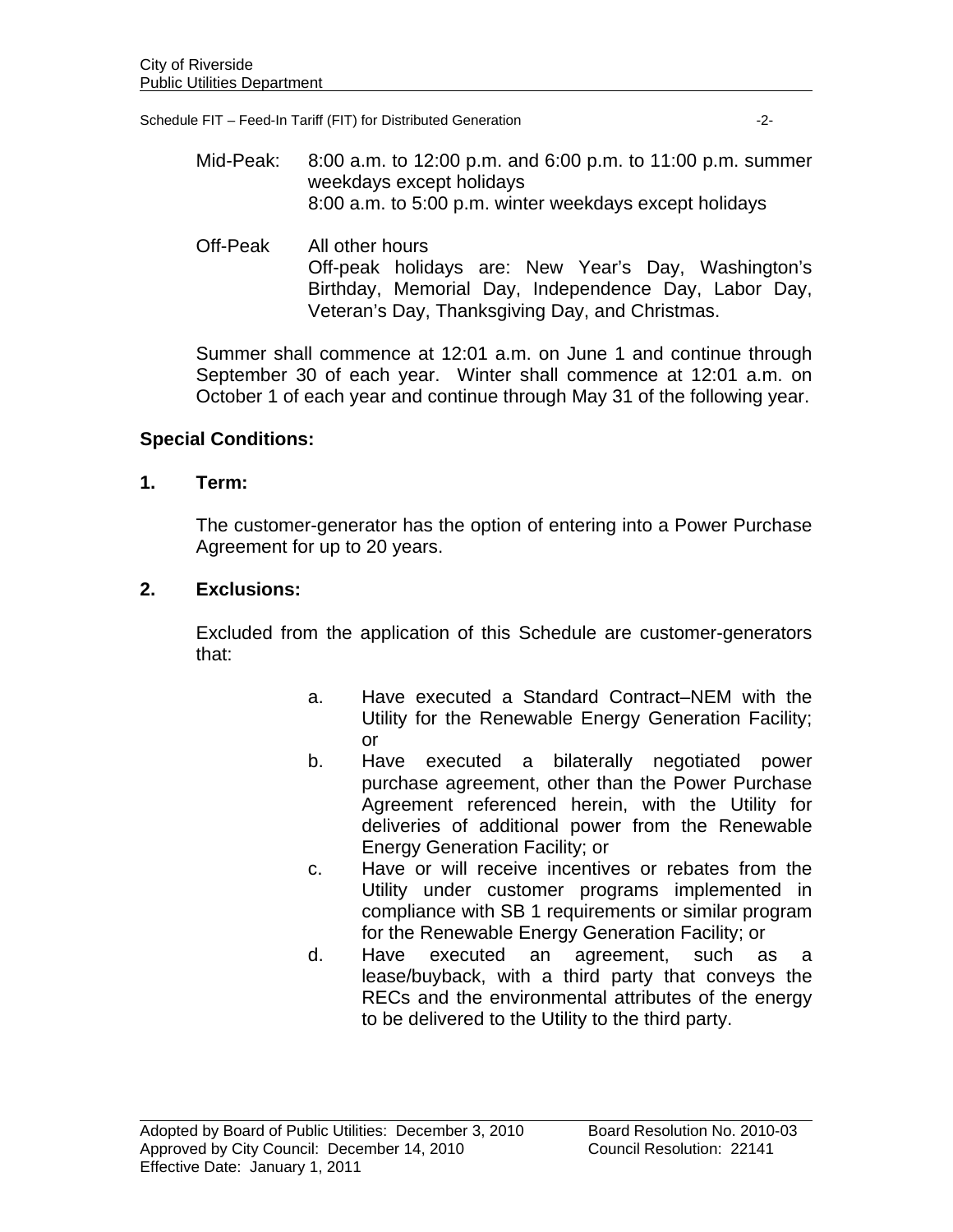Mid-Peak: 8:00 a.m. to 12:00 p.m. and 6:00 p.m. to 11:00 p.m. summer weekdays except holidays
8:00 a.m. to 5:00 p.m. winter weekdays except holidays

Off-Peak All other hours
Off-peak holidays are: New Year's Day, Washington's Birthday, Memorial Day, Independence Day, Labor Day, Veteran's Day, Thanksgiving Day, and Christmas.

Summer shall commence at 12:01 a.m. on June 1 and continue through September 30 of each year. Winter shall commence at 12:01 a.m. on October 1 of each year and continue through May 31 of the following year.

**Special Conditions:**

**1. Term:**

The customer-generator has the option of entering into a Power Purchase Agreement for up to 20 years.

**2. Exclusions:**

Excluded from the application of this Schedule are customer-generators that:

a. Have executed a Standard Contract–NEM with the Utility for the Renewable Energy Generation Facility; or
b. Have executed a bilaterally negotiated power purchase agreement, other than the Power Purchase Agreement referenced herein, with the Utility for deliveries of additional power from the Renewable Energy Generation Facility; or
c. Have or will receive incentives or rebates from the Utility under customer programs implemented in compliance with SB 1 requirements or similar program for the Renewable Energy Generation Facility; or
d. Have executed an agreement, such as a lease/buyback, with a third party that conveys the RECs and the environmental attributes of the energy to be delivered to the Utility to the third party.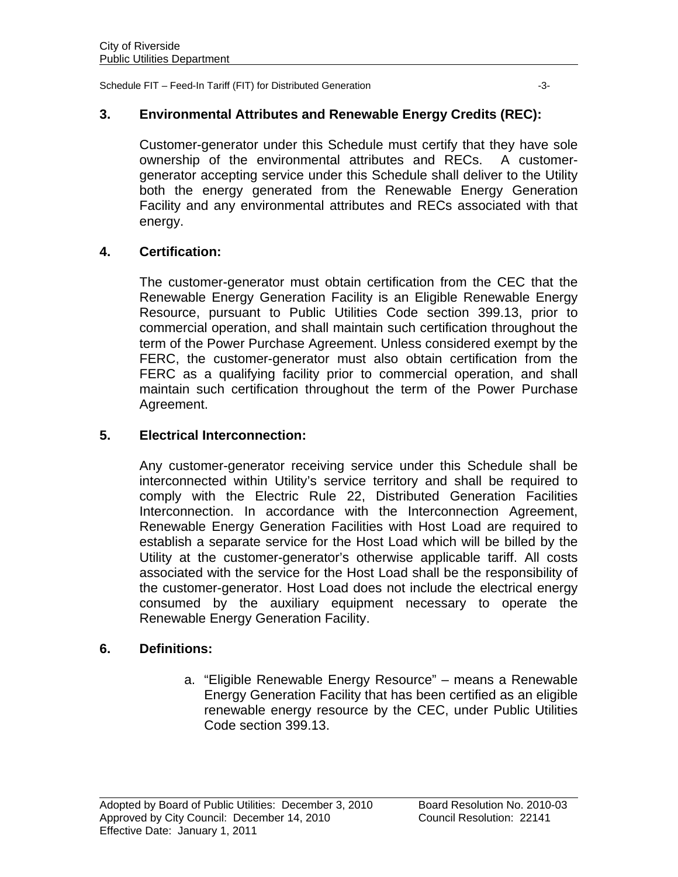## 3. Environmental Attributes and Renewable Energy Credits (REC):

Customer-generator under this Schedule must certify that they have sole ownership of the environmental attributes and RECs. A customer-generator accepting service under this Schedule shall deliver to the Utility both the energy generated from the Renewable Energy Generation Facility and any environmental attributes and RECs associated with that energy.

## 4. Certification:

The customer-generator must obtain certification from the CEC that the Renewable Energy Generation Facility is an Eligible Renewable Energy Resource, pursuant to Public Utilities Code section 399.13, prior to commercial operation, and shall maintain such certification throughout the term of the Power Purchase Agreement. Unless considered exempt by the FERC, the customer-generator must also obtain certification from the FERC as a qualifying facility prior to commercial operation, and shall maintain such certification throughout the term of the Power Purchase Agreement.

## 5. Electrical Interconnection:

Any customer-generator receiving service under this Schedule shall be interconnected within Utility's service territory and shall be required to comply with the Electric Rule 22, Distributed Generation Facilities Interconnection. In accordance with the Interconnection Agreement, Renewable Energy Generation Facilities with Host Load are required to establish a separate service for the Host Load which will be billed by the Utility at the customer-generator's otherwise applicable tariff. All costs associated with the service for the Host Load shall be the responsibility of the customer-generator. Host Load does not include the electrical energy consumed by the auxiliary equipment necessary to operate the Renewable Energy Generation Facility.

## 6. Definitions:

a. "Eligible Renewable Energy Resource" – means a Renewable Energy Generation Facility that has been certified as an eligible renewable energy resource by the CEC, under Public Utilities Code section 399.13.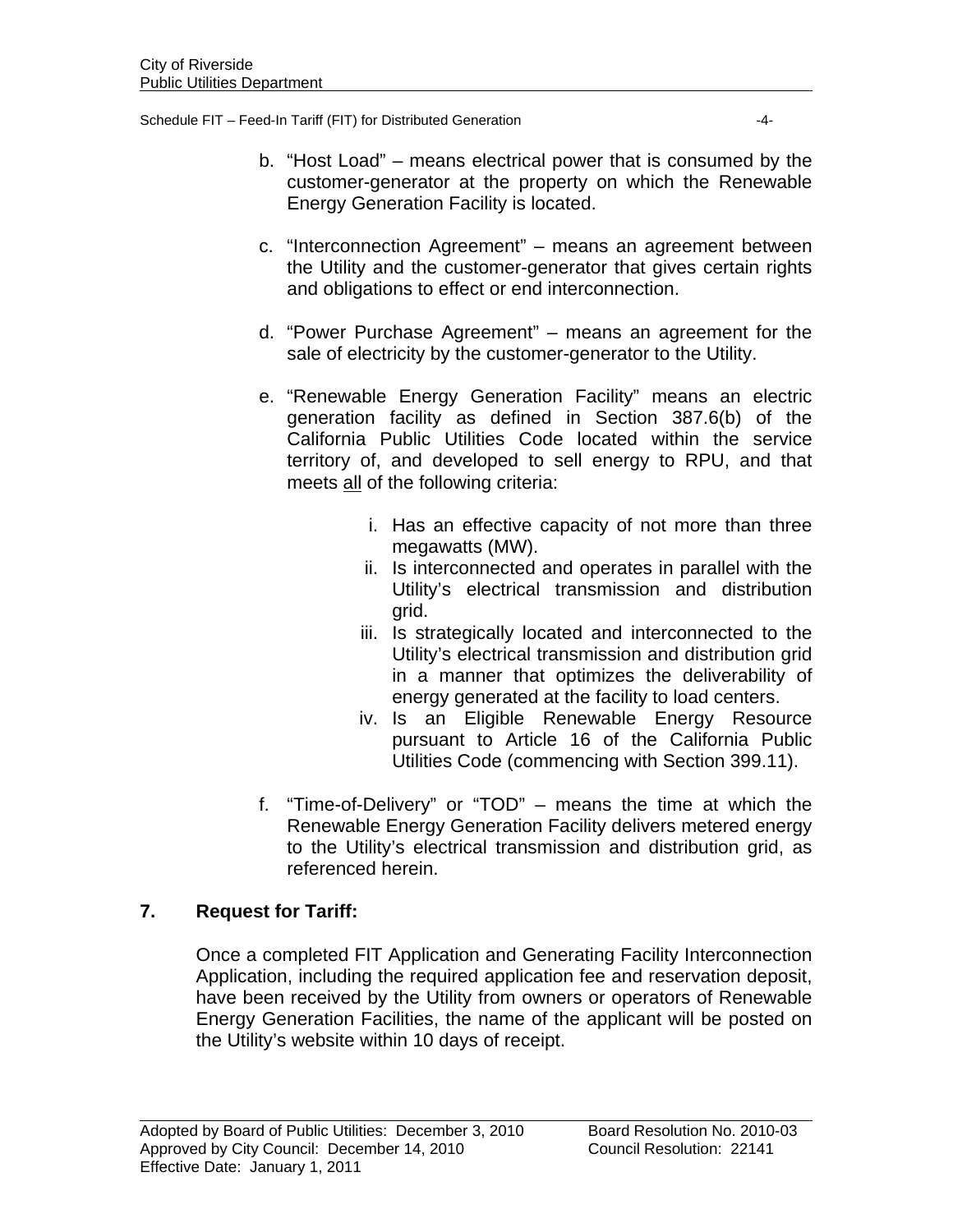b. "Host Load" – means electrical power that is consumed by the customer-generator at the property on which the Renewable Energy Generation Facility is located.

c. "Interconnection Agreement" – means an agreement between the Utility and the customer-generator that gives certain rights and obligations to effect or end interconnection.

d. "Power Purchase Agreement" – means an agreement for the sale of electricity by the customer-generator to the Utility.

e. "Renewable Energy Generation Facility" means an electric generation facility as defined in Section 387.6(b) of the California Public Utilities Code located within the service territory of, and developed to sell energy to RPU, and that meets <u>all</u> of the following criteria:

   i. Has an effective capacity of not more than three megawatts (MW).
   ii. Is interconnected and operates in parallel with the Utility's electrical transmission and distribution grid.
   iii. Is strategically located and interconnected to the Utility's electrical transmission and distribution grid in a manner that optimizes the deliverability of energy generated at the facility to load centers.
   iv. Is an Eligible Renewable Energy Resource pursuant to Article 16 of the California Public Utilities Code (commencing with Section 399.11).

f. "Time-of-Delivery" or "TOD" – means the time at which the Renewable Energy Generation Facility delivers metered energy to the Utility's electrical transmission and distribution grid, as referenced herein.

## 7. Request for Tariff:

Once a completed FIT Application and Generating Facility Interconnection Application, including the required application fee and reservation deposit, have been received by the Utility from owners or operators of Renewable Energy Generation Facilities, the name of the applicant will be posted on the Utility's website within 10 days of receipt.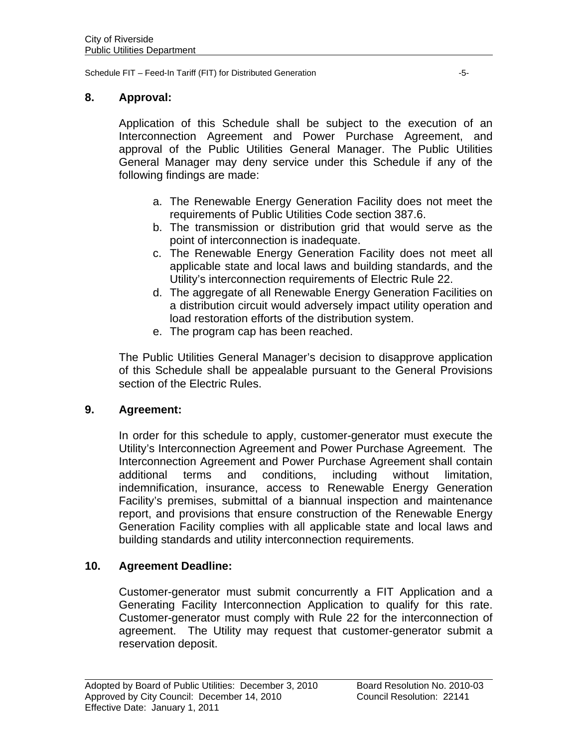## 8. Approval:

Application of this Schedule shall be subject to the execution of an Interconnection Agreement and Power Purchase Agreement, and approval of the Public Utilities General Manager. The Public Utilities General Manager may deny service under this Schedule if any of the following findings are made:

a. The Renewable Energy Generation Facility does not meet the requirements of Public Utilities Code section 387.6.
b. The transmission or distribution grid that would serve as the point of interconnection is inadequate.
c. The Renewable Energy Generation Facility does not meet all applicable state and local laws and building standards, and the Utility's interconnection requirements of Electric Rule 22.
d. The aggregate of all Renewable Energy Generation Facilities on a distribution circuit would adversely impact utility operation and load restoration efforts of the distribution system.
e. The program cap has been reached.

The Public Utilities General Manager's decision to disapprove application of this Schedule shall be appealable pursuant to the General Provisions section of the Electric Rules.

## 9. Agreement:

In order for this schedule to apply, customer-generator must execute the Utility's Interconnection Agreement and Power Purchase Agreement. The Interconnection Agreement and Power Purchase Agreement shall contain additional terms and conditions, including without limitation, indemnification, insurance, access to Renewable Energy Generation Facility's premises, submittal of a biannual inspection and maintenance report, and provisions that ensure construction of the Renewable Energy Generation Facility complies with all applicable state and local laws and building standards and utility interconnection requirements.

## 10. Agreement Deadline:

Customer-generator must submit concurrently a FIT Application and a Generating Facility Interconnection Application to qualify for this rate. Customer-generator must comply with Rule 22 for the interconnection of agreement. The Utility may request that customer-generator submit a reservation deposit.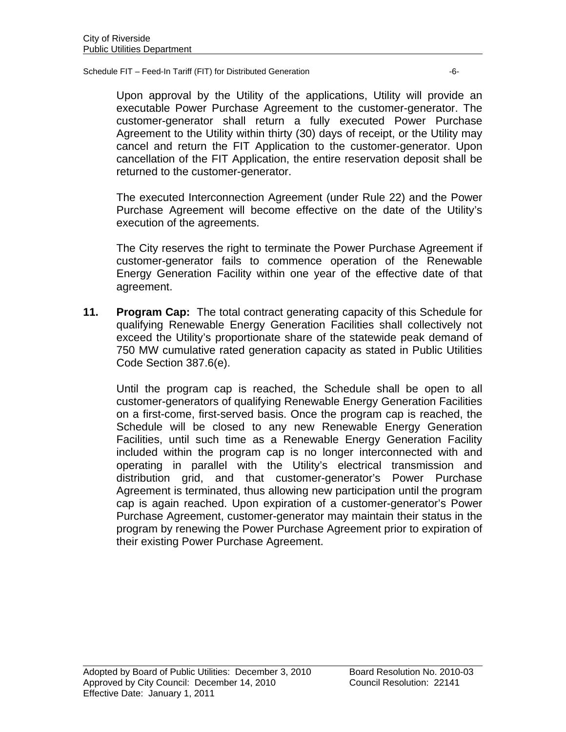Upon approval by the Utility of the applications, Utility will provide an executable Power Purchase Agreement to the customer-generator. The customer-generator shall return a fully executed Power Purchase Agreement to the Utility within thirty (30) days of receipt, or the Utility may cancel and return the FIT Application to the customer-generator. Upon cancellation of the FIT Application, the entire reservation deposit shall be returned to the customer-generator.

The executed Interconnection Agreement (under Rule 22) and the Power Purchase Agreement will become effective on the date of the Utility's execution of the agreements.

The City reserves the right to terminate the Power Purchase Agreement if customer-generator fails to commence operation of the Renewable Energy Generation Facility within one year of the effective date of that agreement.

**11. Program Cap:** The total contract generating capacity of this Schedule for qualifying Renewable Energy Generation Facilities shall collectively not exceed the Utility's proportionate share of the statewide peak demand of 750 MW cumulative rated generation capacity as stated in Public Utilities Code Section 387.6(e).

Until the program cap is reached, the Schedule shall be open to all customer-generators of qualifying Renewable Energy Generation Facilities on a first-come, first-served basis. Once the program cap is reached, the Schedule will be closed to any new Renewable Energy Generation Facilities, until such time as a Renewable Energy Generation Facility included within the program cap is no longer interconnected with and operating in parallel with the Utility's electrical transmission and distribution grid, and that customer-generator's Power Purchase Agreement is terminated, thus allowing new participation until the program cap is again reached. Upon expiration of a customer-generator's Power Purchase Agreement, customer-generator may maintain their status in the program by renewing the Power Purchase Agreement prior to expiration of their existing Power Purchase Agreement.